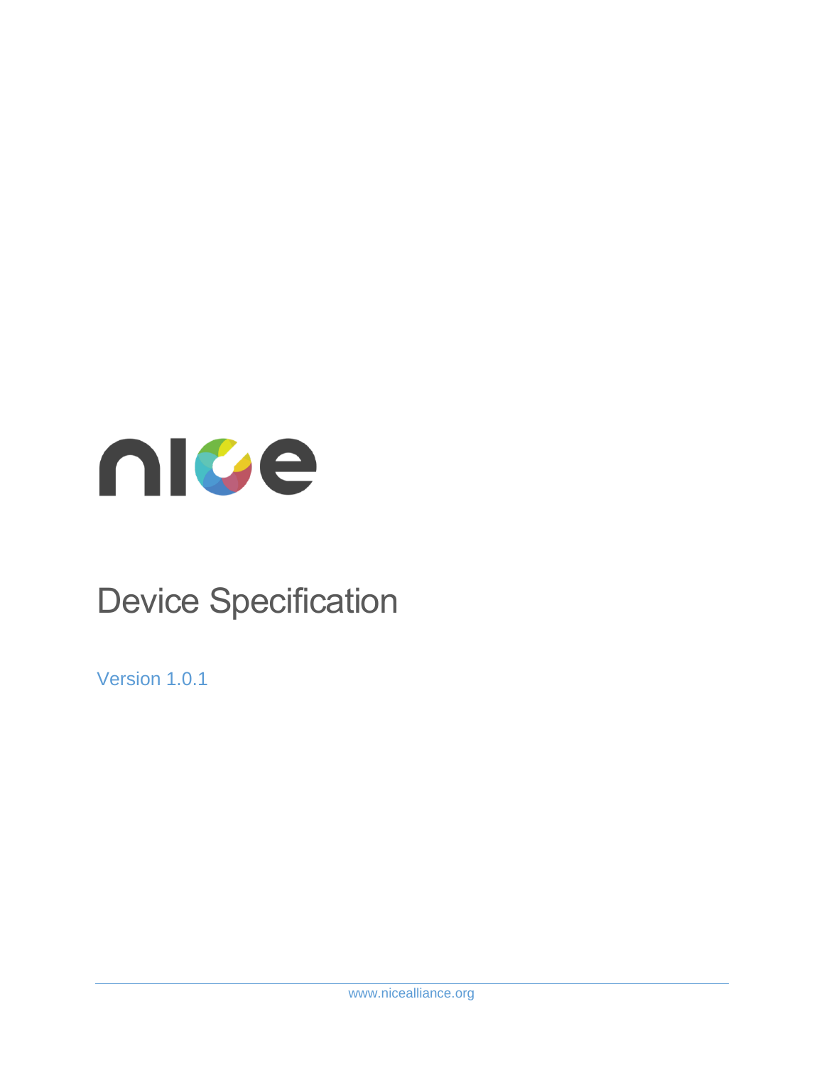# nice

# Device Specification

Version 1.0.1

www.nicealliance.org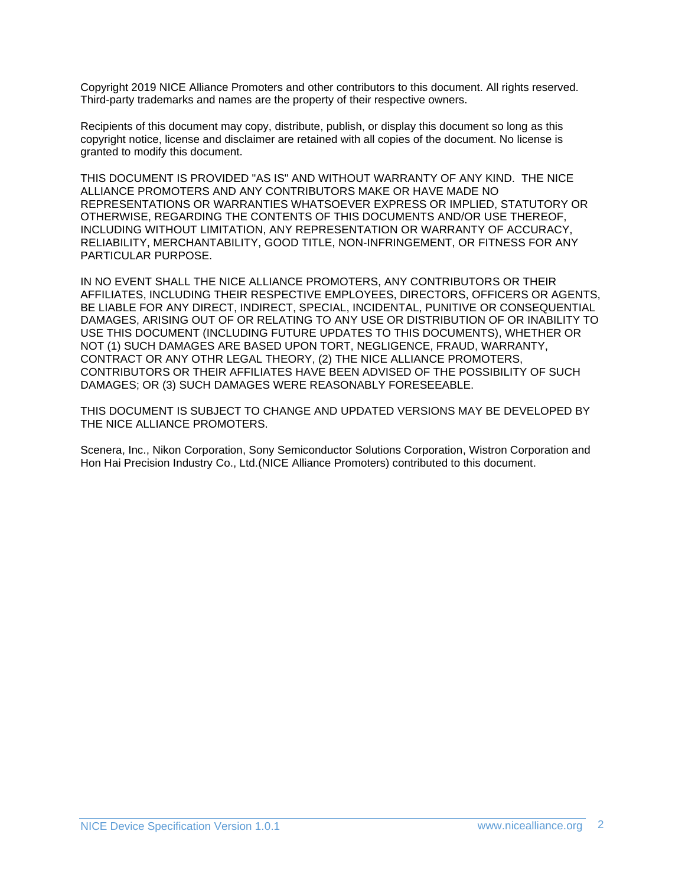Copyright 2019 NICE Alliance Promoters and other contributors to this document. All rights reserved. Third-party trademarks and names are the property of their respective owners.

Recipients of this document may copy, distribute, publish, or display this document so long as this copyright notice, license and disclaimer are retained with all copies of the document. No license is granted to modify this document.

THIS DOCUMENT IS PROVIDED "AS IS" AND WITHOUT WARRANTY OF ANY KIND. THE NICE ALLIANCE PROMOTERS AND ANY CONTRIBUTORS MAKE OR HAVE MADE NO REPRESENTATIONS OR WARRANTIES WHATSOEVER EXPRESS OR IMPLIED, STATUTORY OR OTHERWISE, REGARDING THE CONTENTS OF THIS DOCUMENTS AND/OR USE THEREOF, INCLUDING WITHOUT LIMITATION, ANY REPRESENTATION OR WARRANTY OF ACCURACY, RELIABILITY, MERCHANTABILITY, GOOD TITLE, NON-INFRINGEMENT, OR FITNESS FOR ANY PARTICULAR PURPOSE.

IN NO EVENT SHALL THE NICE ALLIANCE PROMOTERS, ANY CONTRIBUTORS OR THEIR AFFILIATES, INCLUDING THEIR RESPECTIVE EMPLOYEES, DIRECTORS, OFFICERS OR AGENTS, BE LIABLE FOR ANY DIRECT, INDIRECT, SPECIAL, INCIDENTAL, PUNITIVE OR CONSEQUENTIAL DAMAGES, ARISING OUT OF OR RELATING TO ANY USE OR DISTRIBUTION OF OR INABILITY TO USE THIS DOCUMENT (INCLUDING FUTURE UPDATES TO THIS DOCUMENTS), WHETHER OR NOT (1) SUCH DAMAGES ARE BASED UPON TORT, NEGLIGENCE, FRAUD, WARRANTY, CONTRACT OR ANY OTHR LEGAL THEORY, (2) THE NICE ALLIANCE PROMOTERS, CONTRIBUTORS OR THEIR AFFILIATES HAVE BEEN ADVISED OF THE POSSIBILITY OF SUCH DAMAGES; OR (3) SUCH DAMAGES WERE REASONABLY FORESEEABLE.

THIS DOCUMENT IS SUBJECT TO CHANGE AND UPDATED VERSIONS MAY BE DEVELOPED BY THE NICE ALLIANCE PROMOTERS.

Scenera, Inc., Nikon Corporation, Sony Semiconductor Solutions Corporation, Wistron Corporation and Hon Hai Precision Industry Co., Ltd.(NICE Alliance Promoters) contributed to this document.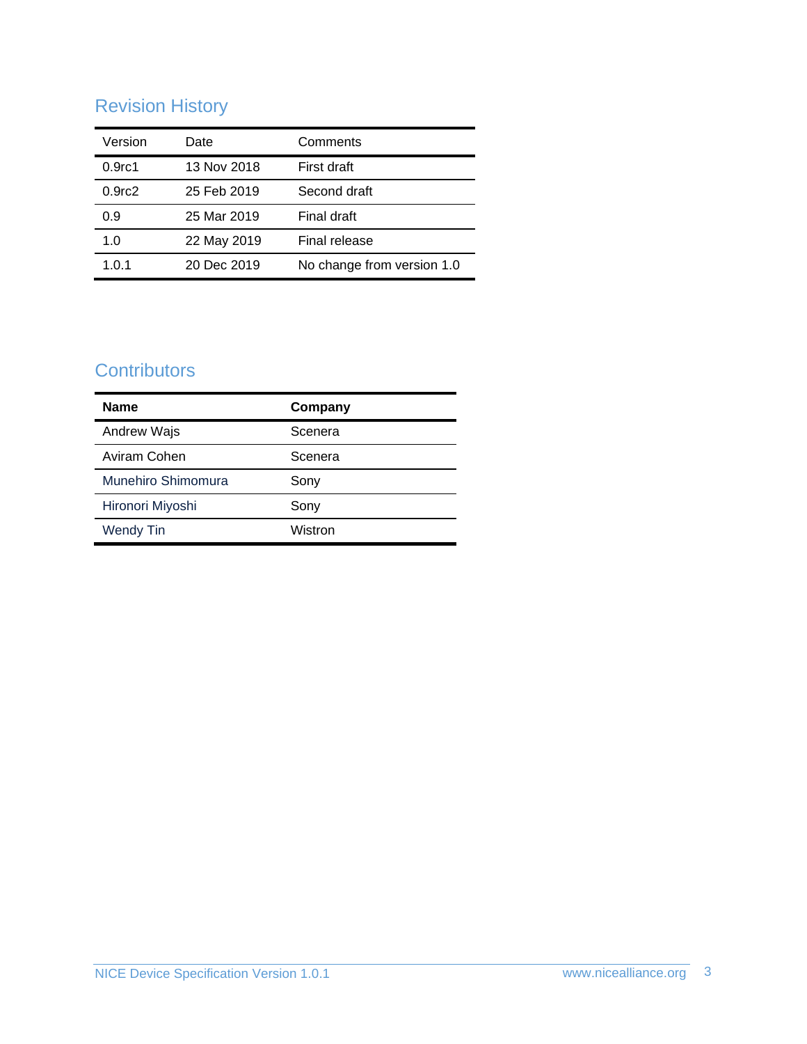## Revision History

| Version | Date | Comments |
|---|---|---|
| 0.9rc1 | 13 Nov 2018 | First draft |
| 0.9rc2 | 25 Feb 2019 | Second draft |
| 0.9 | 25 Mar 2019 | Final draft |
| 1.0 | 22 May 2019 | Final release |
| 1.0.1 | 20 Dec 2019 | No change from version 1.0 |

## Contributors

| **Name** | **Company** |
|---|---|
| Andrew Wajs | Scenera |
| Aviram Cohen | Scenera |
| Munehiro Shimomura | Sony |
| Hironori Miyoshi | Sony |
| Wendy Tin | Wistron |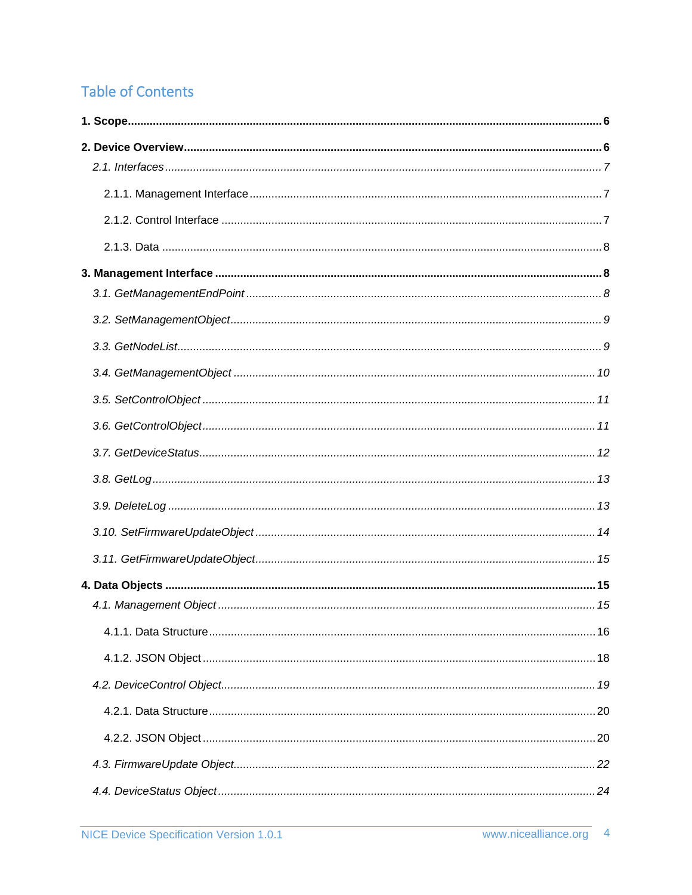# Table of Contents

**1. Scope** .......... **6**

**2. Device Overview** .......... **6**

*2.1. Interfaces* .......... *7*

2.1.1. Management Interface .......... 7

2.1.2. Control Interface .......... 7

2.1.3. Data .......... 8

**3. Management Interface** .......... **8**

*3.1. GetManagementEndPoint* .......... *8*

*3.2. SetManagementObject* .......... *9*

*3.3. GetNodeList* .......... *9*

*3.4. GetManagementObject* .......... *10*

*3.5. SetControlObject* .......... *11*

*3.6. GetControlObject* .......... *11*

*3.7. GetDeviceStatus* .......... *12*

*3.8. GetLog* .......... *13*

*3.9. DeleteLog* .......... *13*

*3.10. SetFirmwareUpdateObject* .......... *14*

*3.11. GetFirmwareUpdateObject* .......... *15*

**4. Data Objects** .......... **15**

*4.1. Management Object* .......... *15*

4.1.1. Data Structure .......... 16

4.1.2. JSON Object .......... 18

*4.2. DeviceControl Object* .......... *19*

4.2.1. Data Structure .......... 20

4.2.2. JSON Object .......... 20

*4.3. FirmwareUpdate Object* .......... *22*

*4.4. DeviceStatus Object* .......... *24*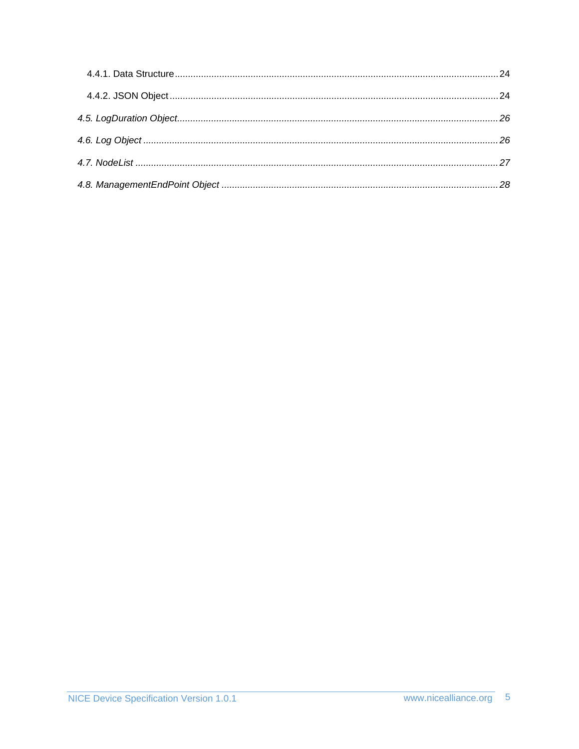4.4.1. Data Structure ........................................................ 24

4.4.2. JSON Object ........................................................ 24

*4.5. LogDuration Object ........................................................ 26*

*4.6. Log Object ........................................................ 26*

*4.7. NodeList ........................................................ 27*

*4.8. ManagementEndPoint Object ........................................................ 28*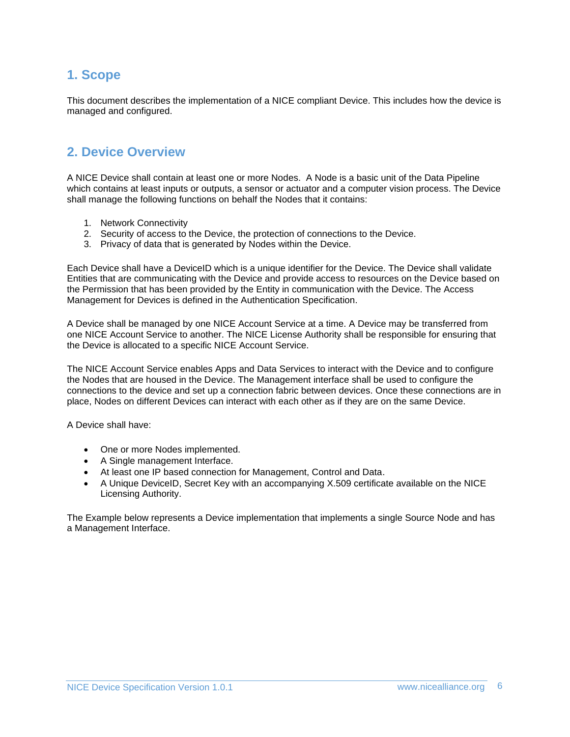## 1. Scope

This document describes the implementation of a NICE compliant Device. This includes how the device is managed and configured.

## 2. Device Overview

A NICE Device shall contain at least one or more Nodes. A Node is a basic unit of the Data Pipeline which contains at least inputs or outputs, a sensor or actuator and a computer vision process. The Device shall manage the following functions on behalf the Nodes that it contains:

1. Network Connectivity
2. Security of access to the Device, the protection of connections to the Device.
3. Privacy of data that is generated by Nodes within the Device.

Each Device shall have a DeviceID which is a unique identifier for the Device. The Device shall validate Entities that are communicating with the Device and provide access to resources on the Device based on the Permission that has been provided by the Entity in communication with the Device. The Access Management for Devices is defined in the Authentication Specification.

A Device shall be managed by one NICE Account Service at a time. A Device may be transferred from one NICE Account Service to another. The NICE License Authority shall be responsible for ensuring that the Device is allocated to a specific NICE Account Service.

The NICE Account Service enables Apps and Data Services to interact with the Device and to configure the Nodes that are housed in the Device. The Management interface shall be used to configure the connections to the device and set up a connection fabric between devices. Once these connections are in place, Nodes on different Devices can interact with each other as if they are on the same Device.

A Device shall have:

- One or more Nodes implemented.
- A Single management Interface.
- At least one IP based connection for Management, Control and Data.
- A Unique DeviceID, Secret Key with an accompanying X.509 certificate available on the NICE Licensing Authority.

The Example below represents a Device implementation that implements a single Source Node and has a Management Interface.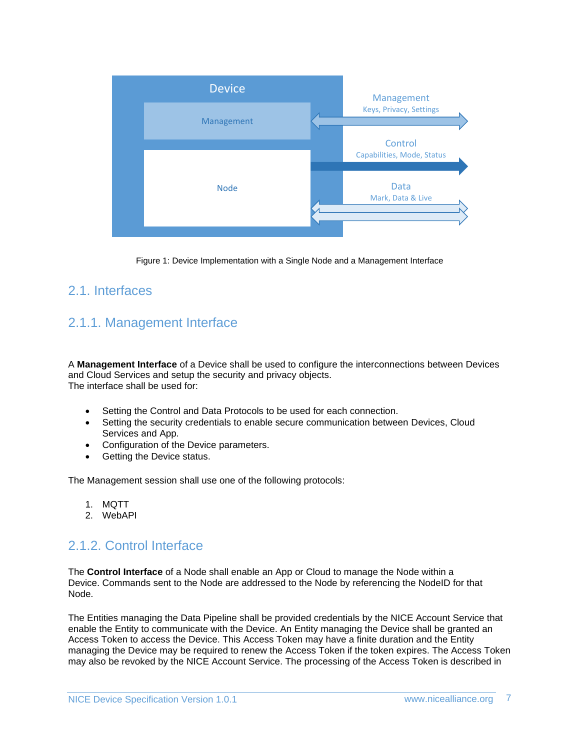Figure 1: Device Implementation with a Single Node and a Management Interface

## 2.1. Interfaces

### 2.1.1. Management Interface

A **Management Interface** of a Device shall be used to configure the interconnections between Devices and Cloud Services and setup the security and privacy objects.
The interface shall be used for:

- Setting the Control and Data Protocols to be used for each connection.
- Setting the security credentials to enable secure communication between Devices, Cloud Services and App.
- Configuration of the Device parameters.
- Getting the Device status.

The Management session shall use one of the following protocols:

1. MQTT
2. WebAPI

### 2.1.2. Control Interface

The **Control Interface** of a Node shall enable an App or Cloud to manage the Node within a Device. Commands sent to the Node are addressed to the Node by referencing the NodeID for that Node.

The Entities managing the Data Pipeline shall be provided credentials by the NICE Account Service that enable the Entity to communicate with the Device. An Entity managing the Device shall be granted an Access Token to access the Device. This Access Token may have a finite duration and the Entity managing the Device may be required to renew the Access Token if the token expires. The Access Token may also be revoked by the NICE Account Service. The processing of the Access Token is described in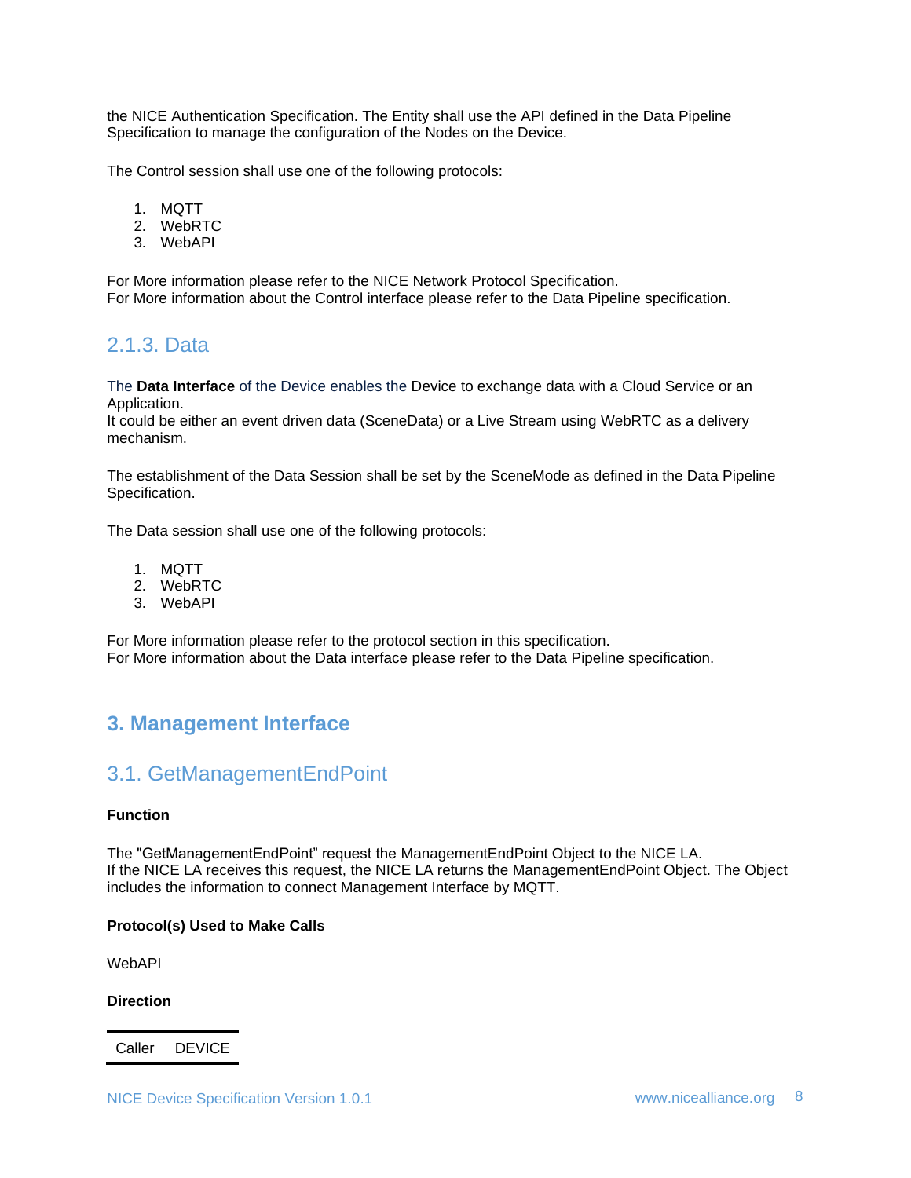the NICE Authentication Specification. The Entity shall use the API defined in the Data Pipeline Specification to manage the configuration of the Nodes on the Device.

The Control session shall use one of the following protocols:

1. MQTT
2. WebRTC
3. WebAPI

For More information please refer to the NICE Network Protocol Specification.
For More information about the Control interface please refer to the Data Pipeline specification.

### 2.1.3. Data

The **Data Interface** of the Device enables the Device to exchange data with a Cloud Service or an Application.
It could be either an event driven data (SceneData) or a Live Stream using WebRTC as a delivery mechanism.

The establishment of the Data Session shall be set by the SceneMode as defined in the Data Pipeline Specification.

The Data session shall use one of the following protocols:

1. MQTT
2. WebRTC
3. WebAPI

For More information please refer to the protocol section in this specification.
For More information about the Data interface please refer to the Data Pipeline specification.

# 3. Management Interface

## 3.1. GetManagementEndPoint

**Function**

The "GetManagementEndPoint" request the ManagementEndPoint Object to the NICE LA.
If the NICE LA receives this request, the NICE LA returns the ManagementEndPoint Object. The Object includes the information to connect Management Interface by MQTT.

**Protocol(s) Used to Make Calls**

WebAPI

**Direction**

| Caller | DEVICE |
|---|---|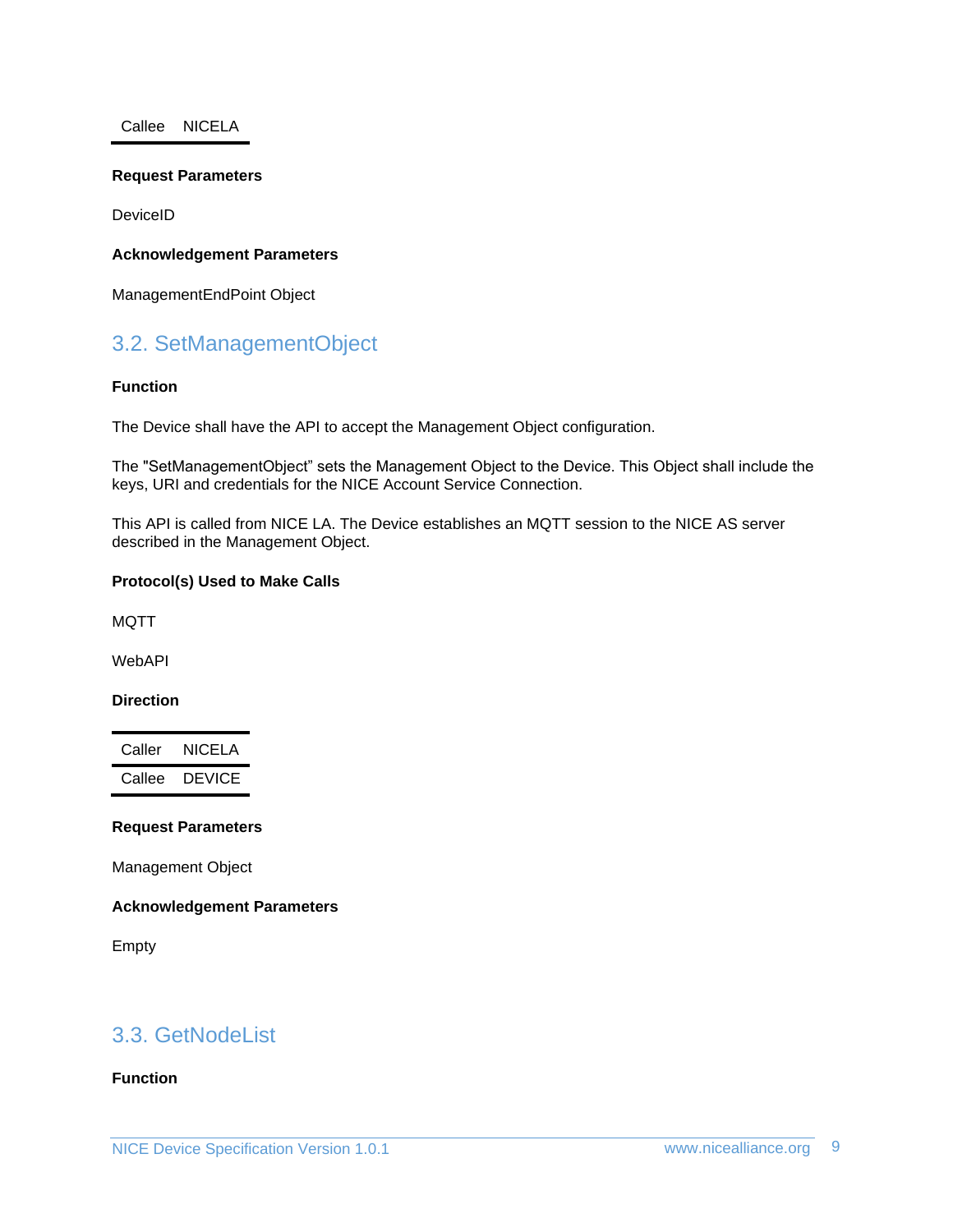| Callee | NICELA |
|---|---|

**Request Parameters**

DeviceID

**Acknowledgement Parameters**

ManagementEndPoint Object

## 3.2. SetManagementObject

**Function**

The Device shall have the API to accept the Management Object configuration.

The "SetManagementObject" sets the Management Object to the Device. This Object shall include the keys, URI and credentials for the NICE Account Service Connection.

This API is called from NICE LA. The Device establishes an MQTT session to the NICE AS server described in the Management Object.

**Protocol(s) Used to Make Calls**

MQTT

WebAPI

**Direction**

| Caller | NICELA |
|---|---|
| Callee | DEVICE |

**Request Parameters**

Management Object

**Acknowledgement Parameters**

Empty

## 3.3. GetNodeList

**Function**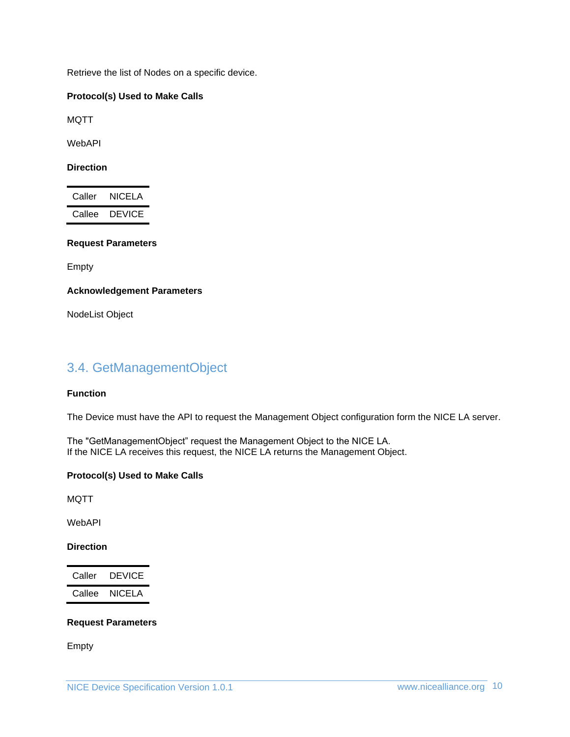Retrieve the list of Nodes on a specific device.

**Protocol(s) Used to Make Calls**

MQTT

WebAPI

**Direction**

| Caller | NICELA |
|---|---|
| Callee | DEVICE |

**Request Parameters**

Empty

**Acknowledgement Parameters**

NodeList Object

## 3.4. GetManagementObject

**Function**

The Device must have the API to request the Management Object configuration form the NICE LA server.

The "GetManagementObject" request the Management Object to the NICE LA.
If the NICE LA receives this request, the NICE LA returns the Management Object.

**Protocol(s) Used to Make Calls**

MQTT

WebAPI

**Direction**

| Caller | DEVICE |
|---|---|
| Callee | NICELA |

**Request Parameters**

Empty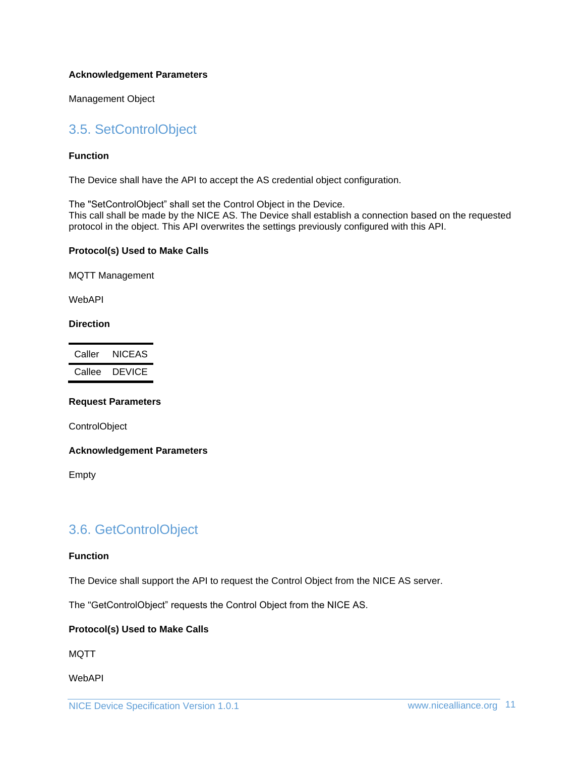**Acknowledgement Parameters**

Management Object

## 3.5. SetControlObject

**Function**

The Device shall have the API to accept the AS credential object configuration.

The "SetControlObject" shall set the Control Object in the Device.
This call shall be made by the NICE AS. The Device shall establish a connection based on the requested protocol in the object. This API overwrites the settings previously configured with this API.

**Protocol(s) Used to Make Calls**

MQTT Management

WebAPI

**Direction**

| Caller | NICEAS |
|---|---|
| Callee | DEVICE |

**Request Parameters**

ControlObject

**Acknowledgement Parameters**

Empty

## 3.6. GetControlObject

**Function**

The Device shall support the API to request the Control Object from the NICE AS server.

The "GetControlObject" requests the Control Object from the NICE AS.

**Protocol(s) Used to Make Calls**

MQTT

WebAPI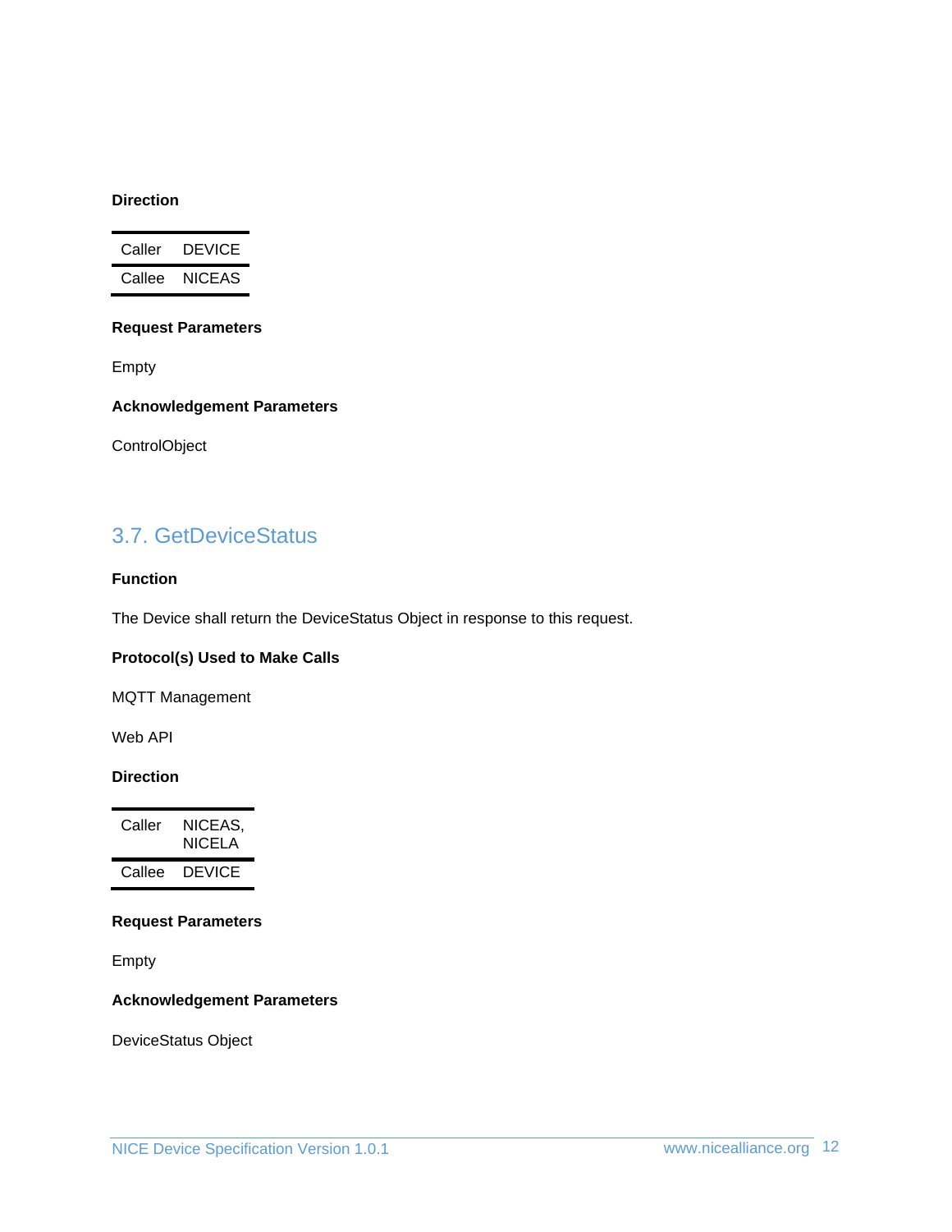**Direction**

| Caller | DEVICE |
|---|---|
| Callee | NICEAS |

**Request Parameters**

Empty

**Acknowledgement Parameters**

ControlObject

## 3.7. GetDeviceStatus

**Function**

The Device shall return the DeviceStatus Object in response to this request.

**Protocol(s) Used to Make Calls**

MQTT Management

Web API

**Direction**

| Caller | NICEAS, NICELA |
|---|---|
| Callee | DEVICE |

**Request Parameters**

Empty

**Acknowledgement Parameters**

DeviceStatus Object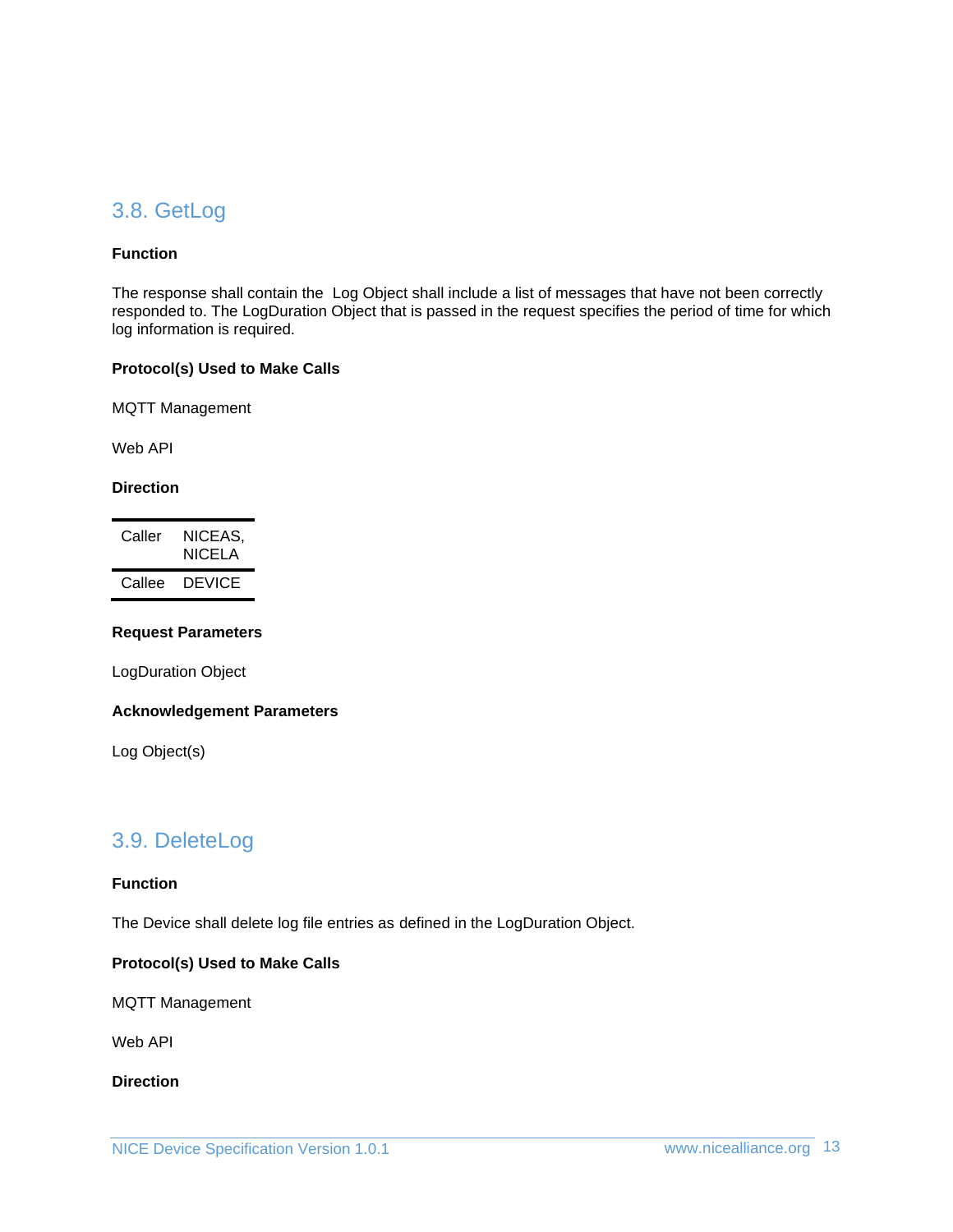## 3.8. GetLog

**Function**

The response shall contain the  Log Object shall include a list of messages that have not been correctly responded to. The LogDuration Object that is passed in the request specifies the period of time for which log information is required.

**Protocol(s) Used to Make Calls**

MQTT Management

Web API

**Direction**

| Caller | NICEAS, NICELA |
|---|---|
| Callee | DEVICE |

**Request Parameters**

LogDuration Object

**Acknowledgement Parameters**

Log Object(s)

## 3.9. DeleteLog

**Function**

The Device shall delete log file entries as defined in the LogDuration Object.

**Protocol(s) Used to Make Calls**

MQTT Management

Web API

**Direction**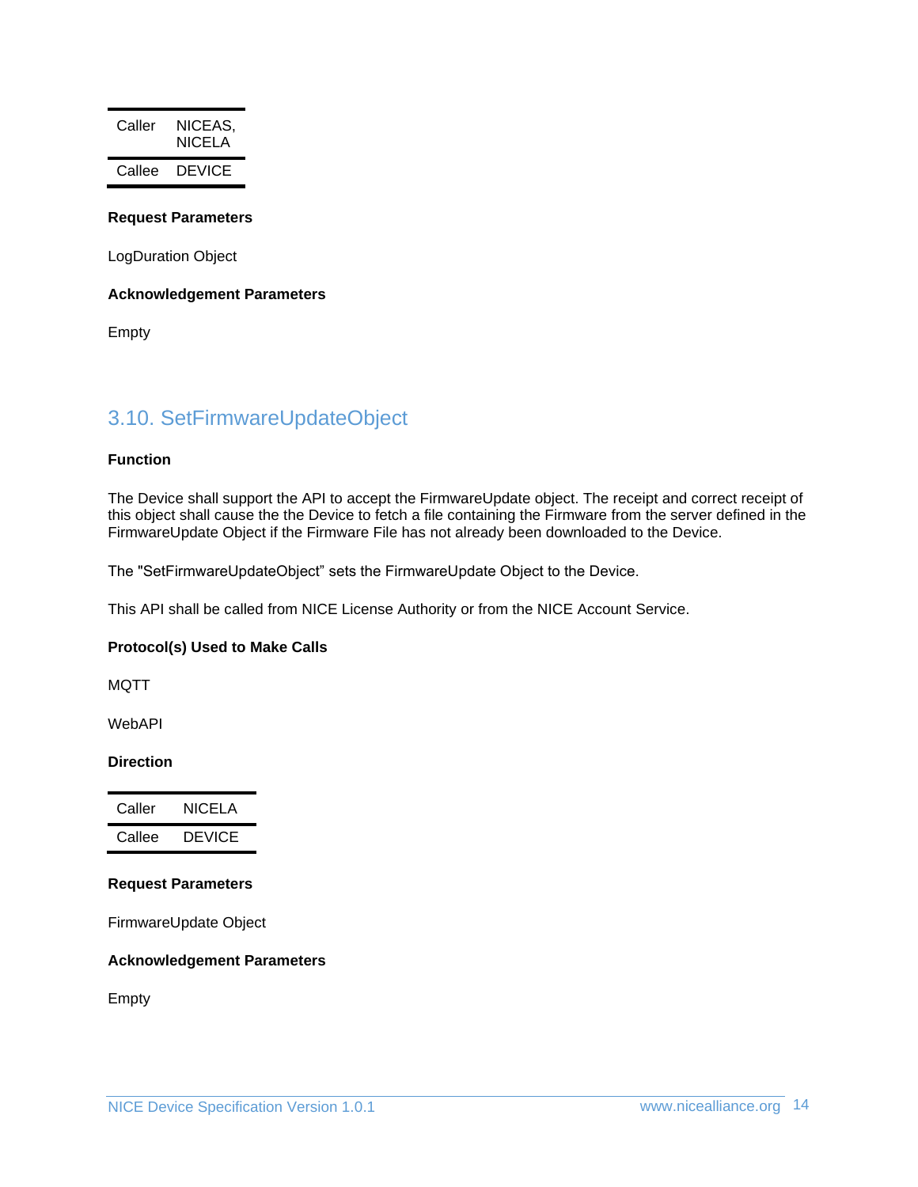| Caller | NICEAS, NICELA |
| --- | --- |
| Callee | DEVICE |

**Request Parameters**

LogDuration Object

**Acknowledgement Parameters**

Empty

## 3.10. SetFirmwareUpdateObject

**Function**

The Device shall support the API to accept the FirmwareUpdate object. The receipt and correct receipt of this object shall cause the the Device to fetch a file containing the Firmware from the server defined in the FirmwareUpdate Object if the Firmware File has not already been downloaded to the Device.

The "SetFirmwareUpdateObject" sets the FirmwareUpdate Object to the Device.

This API shall be called from NICE License Authority or from the NICE Account Service.

**Protocol(s) Used to Make Calls**

MQTT

WebAPI

**Direction**

| Caller | NICELA |
| --- | --- |
| Callee | DEVICE |

**Request Parameters**

FirmwareUpdate Object

**Acknowledgement Parameters**

Empty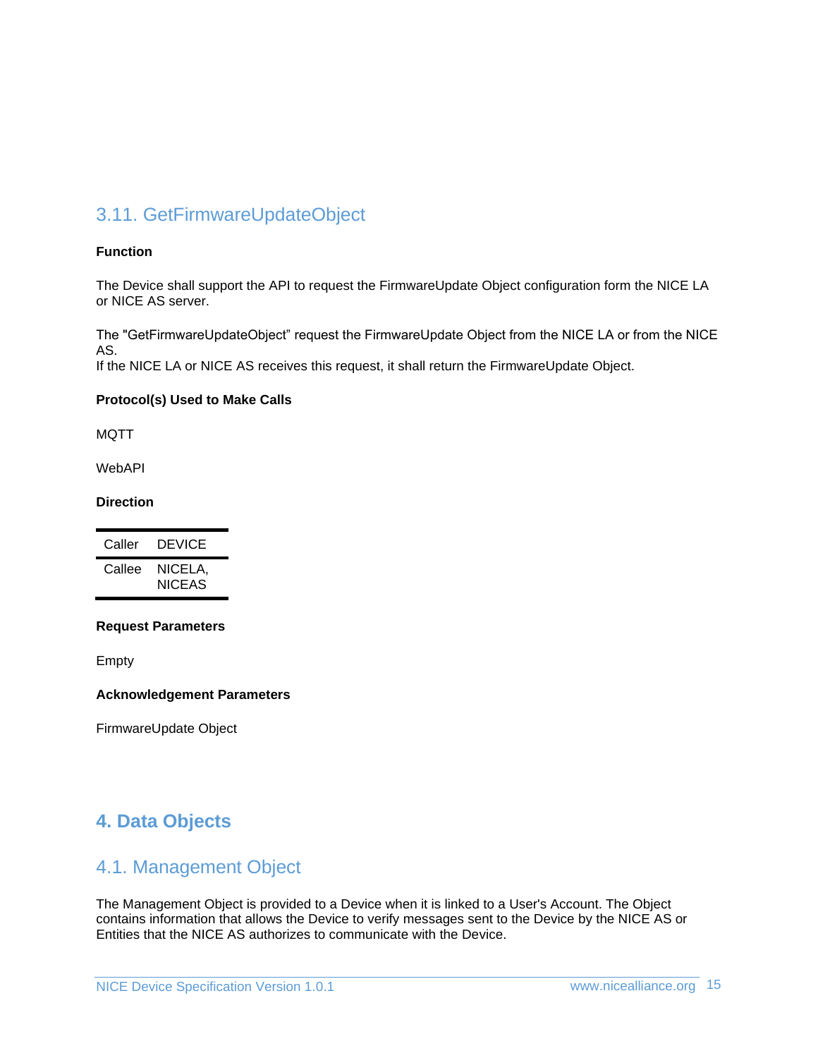## 3.11. GetFirmwareUpdateObject

**Function**

The Device shall support the API to request the FirmwareUpdate Object configuration form the NICE LA or NICE AS server.

The "GetFirmwareUpdateObject" request the FirmwareUpdate Object from the NICE LA or from the NICE AS.
If the NICE LA or NICE AS receives this request, it shall return the FirmwareUpdate Object.

**Protocol(s) Used to Make Calls**

MQTT

WebAPI

**Direction**

| Caller | DEVICE |
|---|---|
| Callee | NICELA, NICEAS |

**Request Parameters**

Empty

**Acknowledgement Parameters**

FirmwareUpdate Object

# 4. Data Objects

## 4.1. Management Object

The Management Object is provided to a Device when it is linked to a User's Account. The Object contains information that allows the Device to verify messages sent to the Device by the NICE AS or Entities that the NICE AS authorizes to communicate with the Device.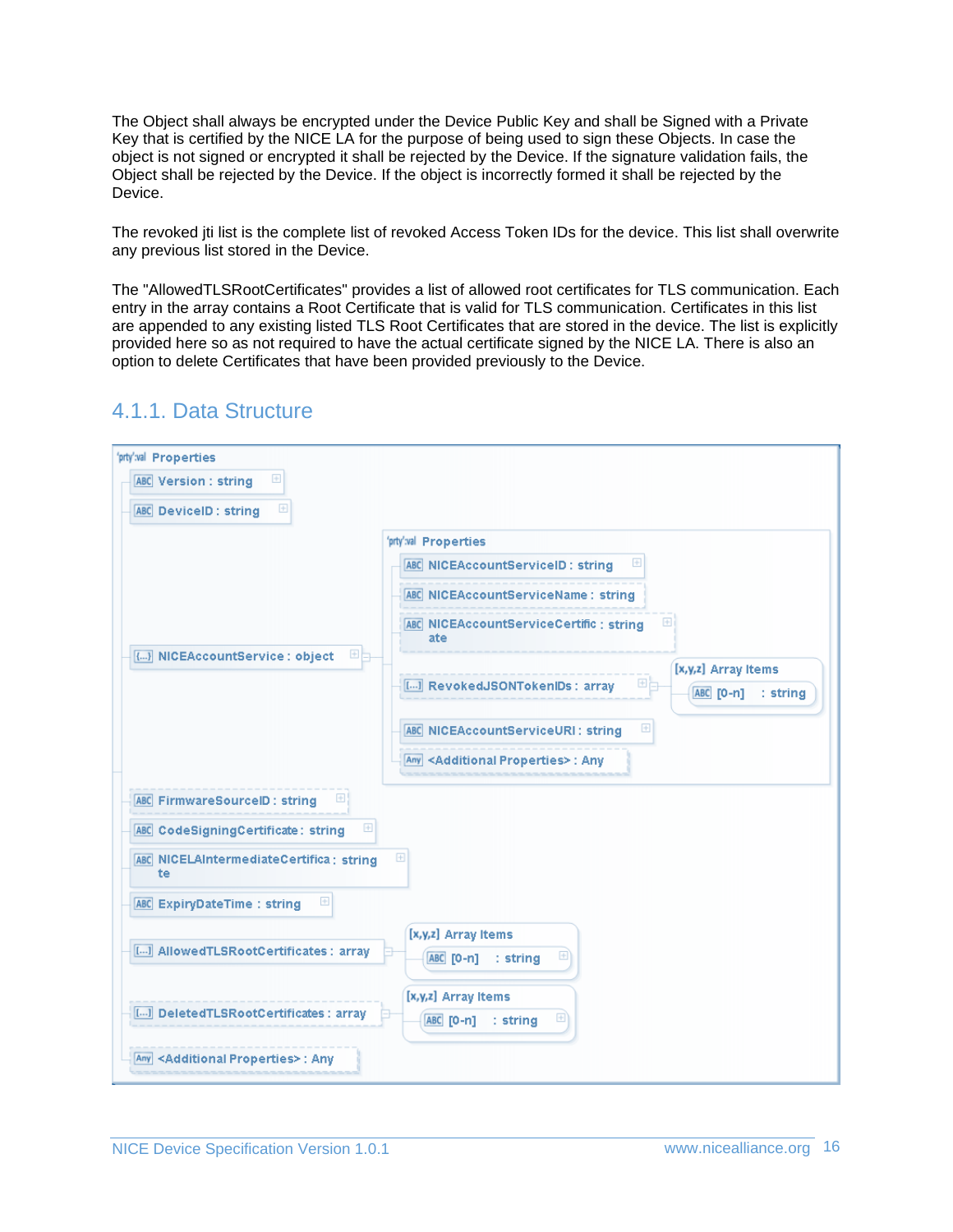The Object shall always be encrypted under the Device Public Key and shall be Signed with a Private Key that is certified by the NICE LA for the purpose of being used to sign these Objects. In case the object is not signed or encrypted it shall be rejected by the Device. If the signature validation fails, the Object shall be rejected by the Device. If the object is incorrectly formed it shall be rejected by the Device.

The revoked jti list is the complete list of revoked Access Token IDs for the device. This list shall overwrite any previous list stored in the Device.

The "AllowedTLSRootCertificates" provides a list of allowed root certificates for TLS communication. Each entry in the array contains a Root Certificate that is valid for TLS communication. Certificates in this list are appended to any existing listed TLS Root Certificates that are stored in the device. The list is explicitly provided here so as not required to have the actual certificate signed by the NICE LA. There is also an option to delete Certificates that have been provided previously to the Device.

### 4.1.1. Data Structure

```
Properties
├── Version : string
├── DeviceID : string
├── NICEAccountService : object
│   └── Properties
│       ├── NICEAccountServiceID : string
│       ├── NICEAccountServiceName : string
│       ├── NICEAccountServiceCertificate : string
│       ├── RevokedJSONTokenIDs : array
│       │   └── Array Items
│       │       └── [0-n] : string
│       ├── NICEAccountServiceURI : string
│       └── <Additional Properties> : Any
├── FirmwareSourceID : string
├── CodeSigningCertificate : string
├── NICELAIntermediateCertificate : string
├── ExpiryDateTime : string
├── AllowedTLSRootCertificates : array
│   └── Array Items
│       └── [0-n] : string
├── DeletedTLSRootCertificates : array
│   └── Array Items
│       └── [0-n] : string
└── <Additional Properties> : Any
```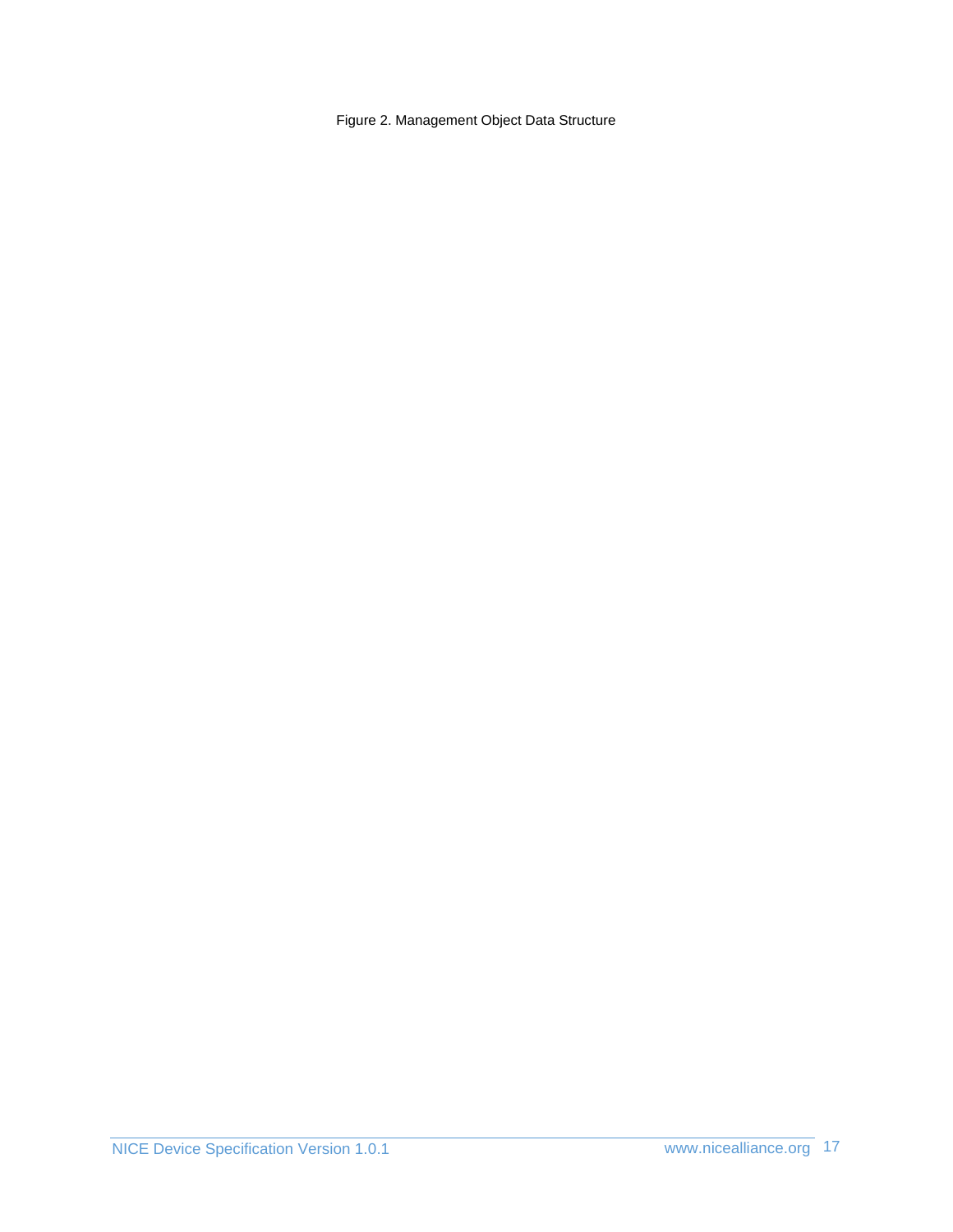Figure 2. Management Object Data Structure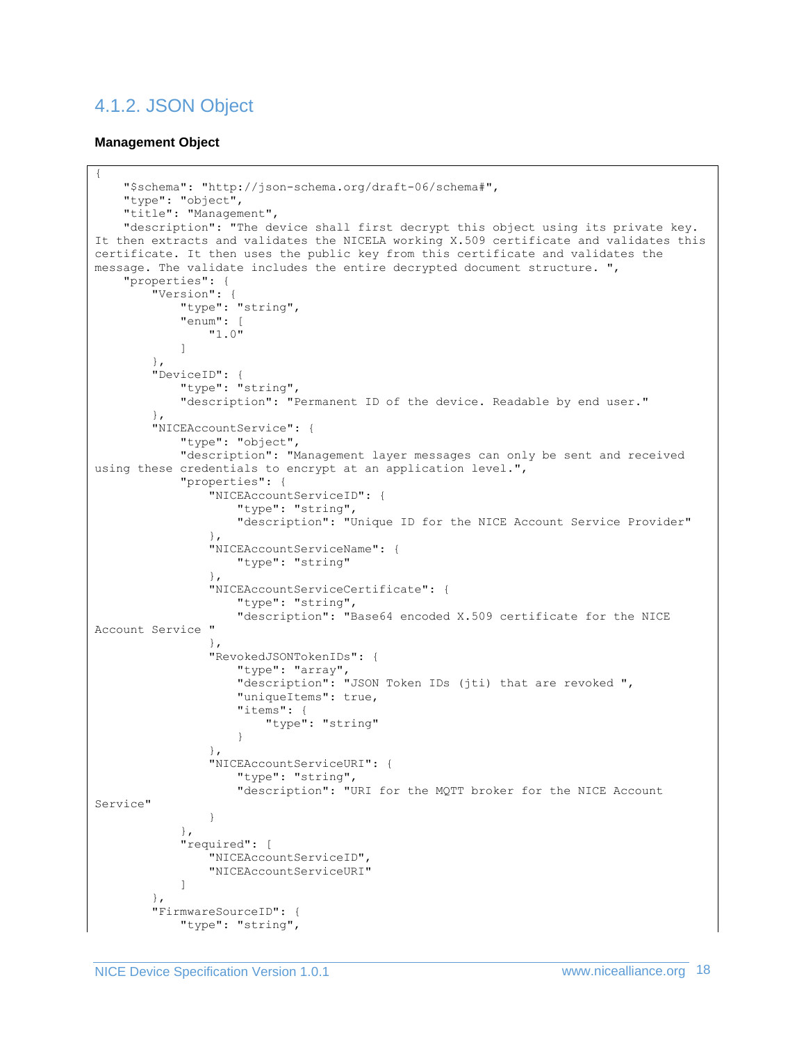## 4.1.2. JSON Object

**Management Object**

```
{
    "$schema": "http://json-schema.org/draft-06/schema#",
    "type": "object",
    "title": "Management",
    "description": "The device shall first decrypt this object using its private key.
It then extracts and validates the NICELA working X.509 certificate and validates this
certificate. It then uses the public key from this certificate and validates the
message. The validate includes the entire decrypted document structure. ",
    "properties": {
        "Version": {
            "type": "string",
            "enum": [
                "1.0"
            ]
        },
        "DeviceID": {
            "type": "string",
            "description": "Permanent ID of the device. Readable by end user."
        },
        "NICEAccountService": {
            "type": "object",
            "description": "Management layer messages can only be sent and received
using these credentials to encrypt at an application level.",
            "properties": {
                "NICEAccountServiceID": {
                    "type": "string",
                    "description": "Unique ID for the NICE Account Service Provider"
                },
                "NICEAccountServiceName": {
                    "type": "string"
                },
                "NICEAccountServiceCertificate": {
                    "type": "string",
                    "description": "Base64 encoded X.509 certificate for the NICE
Account Service "
                },
                "RevokedJSONTokenIDs": {
                    "type": "array",
                    "description": "JSON Token IDs (jti) that are revoked ",
                    "uniqueItems": true,
                    "items": {
                        "type": "string"
                    }
                },
                "NICEAccountServiceURI": {
                    "type": "string",
                    "description": "URI for the MQTT broker for the NICE Account
Service"
                }
            },
            "required": [
                "NICEAccountServiceID",
                "NICEAccountServiceURI"
            ]
        },
        "FirmwareSourceID": {
            "type": "string",
```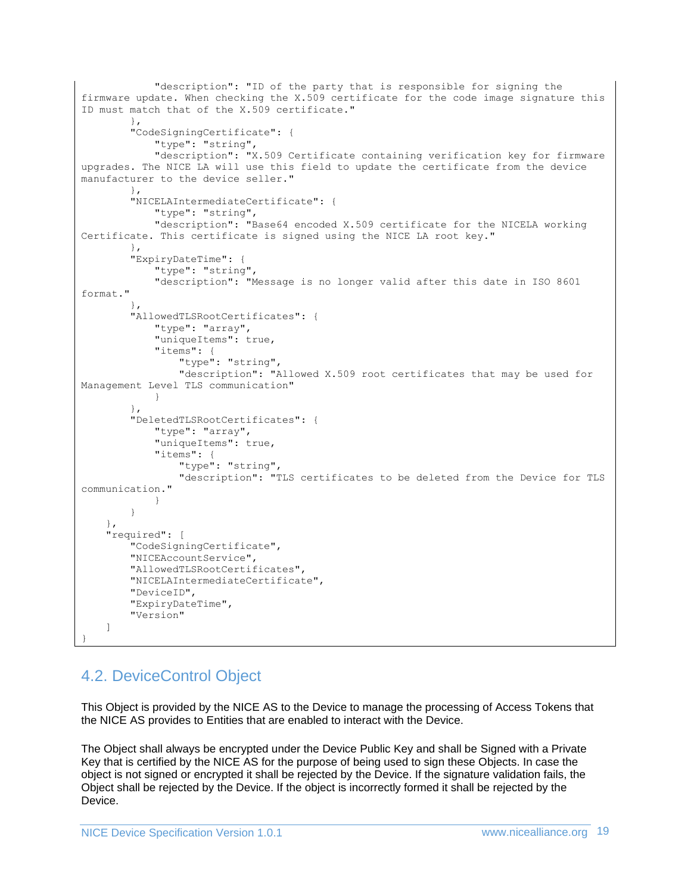```
            "description": "ID of the party that is responsible for signing the
firmware update. When checking the X.509 certificate for the code image signature this
ID must match that of the X.509 certificate."
        },
        "CodeSigningCertificate": {
            "type": "string",
            "description": "X.509 Certificate containing verification key for firmware
upgrades. The NICE LA will use this field to update the certificate from the device
manufacturer to the device seller."
        },
        "NICELAIntermediateCertificate": {
            "type": "string",
            "description": "Base64 encoded X.509 certificate for the NICELA working
Certificate. This certificate is signed using the NICE LA root key."
        },
        "ExpiryDateTime": {
            "type": "string",
            "description": "Message is no longer valid after this date in ISO 8601
format."
        },
        "AllowedTLSRootCertificates": {
            "type": "array",
            "uniqueItems": true,
            "items": {
                "type": "string",
                "description": "Allowed X.509 root certificates that may be used for
Management Level TLS communication"
            }
        },
        "DeletedTLSRootCertificates": {
            "type": "array",
            "uniqueItems": true,
            "items": {
                "type": "string",
                "description": "TLS certificates to be deleted from the Device for TLS
communication."
            }
        }
    },
    "required": [
        "CodeSigningCertificate",
        "NICEAccountService",
        "AllowedTLSRootCertificates",
        "NICELAIntermediateCertificate",
        "DeviceID",
        "ExpiryDateTime",
        "Version"
    ]
}
```

## 4.2. DeviceControl Object

This Object is provided by the NICE AS to the Device to manage the processing of Access Tokens that the NICE AS provides to Entities that are enabled to interact with the Device.

The Object shall always be encrypted under the Device Public Key and shall be Signed with a Private Key that is certified by the NICE AS for the purpose of being used to sign these Objects. In case the object is not signed or encrypted it shall be rejected by the Device. If the signature validation fails, the Object shall be rejected by the Device. If the object is incorrectly formed it shall be rejected by the Device.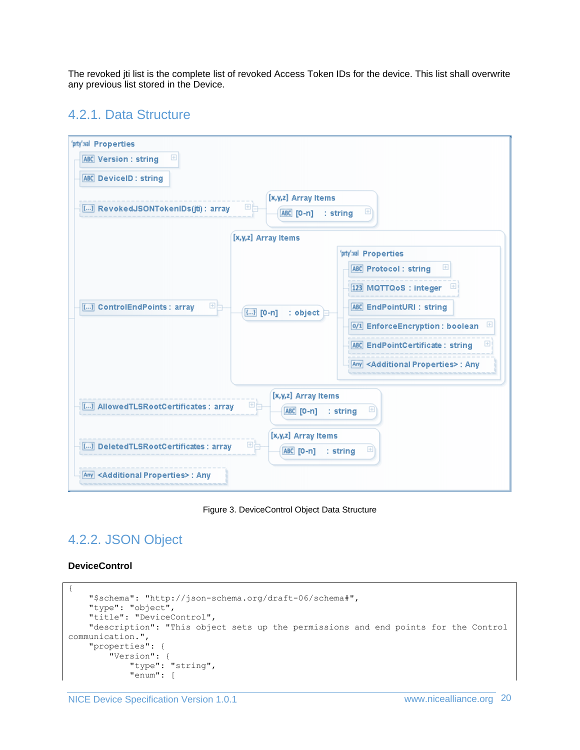The revoked jti list is the complete list of revoked Access Token IDs for the device. This list shall overwrite any previous list stored in the Device.

## 4.2.1. Data Structure

Figure 3. DeviceControl Object Data Structure

## 4.2.2. JSON Object

**DeviceControl**

```
{
    "$schema": "http://json-schema.org/draft-06/schema#",
    "type": "object",
    "title": "DeviceControl",
    "description": "This object sets up the permissions and end points for the Control communication.",
    "properties": {
        "Version": {
            "type": "string",
            "enum": [
```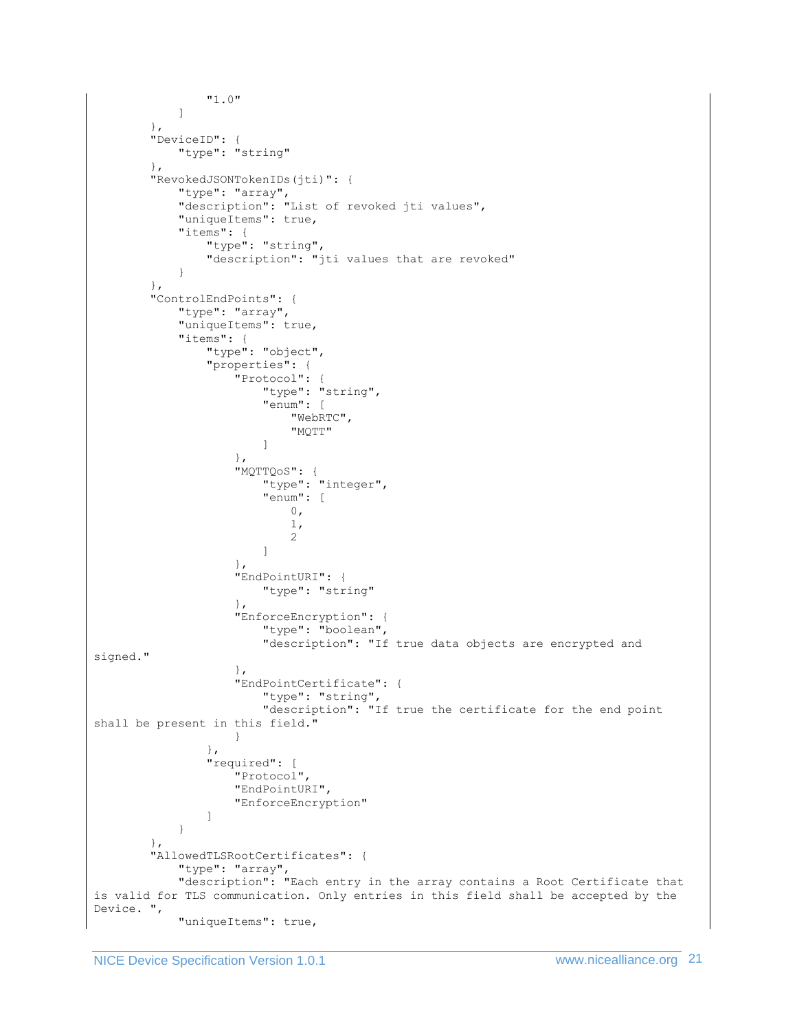```
                "1.0"
            ]
        },
        "DeviceID": {
            "type": "string"
        },
        "RevokedJSONTokenIDs(jti)": {
            "type": "array",
            "description": "List of revoked jti values",
            "uniqueItems": true,
            "items": {
                "type": "string",
                "description": "jti values that are revoked"
            }
        },
        "ControlEndPoints": {
            "type": "array",
            "uniqueItems": true,
            "items": {
                "type": "object",
                "properties": {
                    "Protocol": {
                        "type": "string",
                        "enum": [
                            "WebRTC",
                            "MQTT"
                        ]
                    },
                    "MQTTQoS": {
                        "type": "integer",
                        "enum": [
                            0,
                            1,
                            2
                        ]
                    },
                    "EndPointURI": {
                        "type": "string"
                    },
                    "EnforceEncryption": {
                        "type": "boolean",
                        "description": "If true data objects are encrypted and
signed."
                    },
                    "EndPointCertificate": {
                        "type": "string",
                        "description": "If true the certificate for the end point
shall be present in this field."
                    }
                },
                "required": [
                    "Protocol",
                    "EndPointURI",
                    "EnforceEncryption"
                ]
            }
        },
        "AllowedTLSRootCertificates": {
            "type": "array",
            "description": "Each entry in the array contains a Root Certificate that
is valid for TLS communication. Only entries in this field shall be accepted by the
Device. ",
            "uniqueItems": true,
```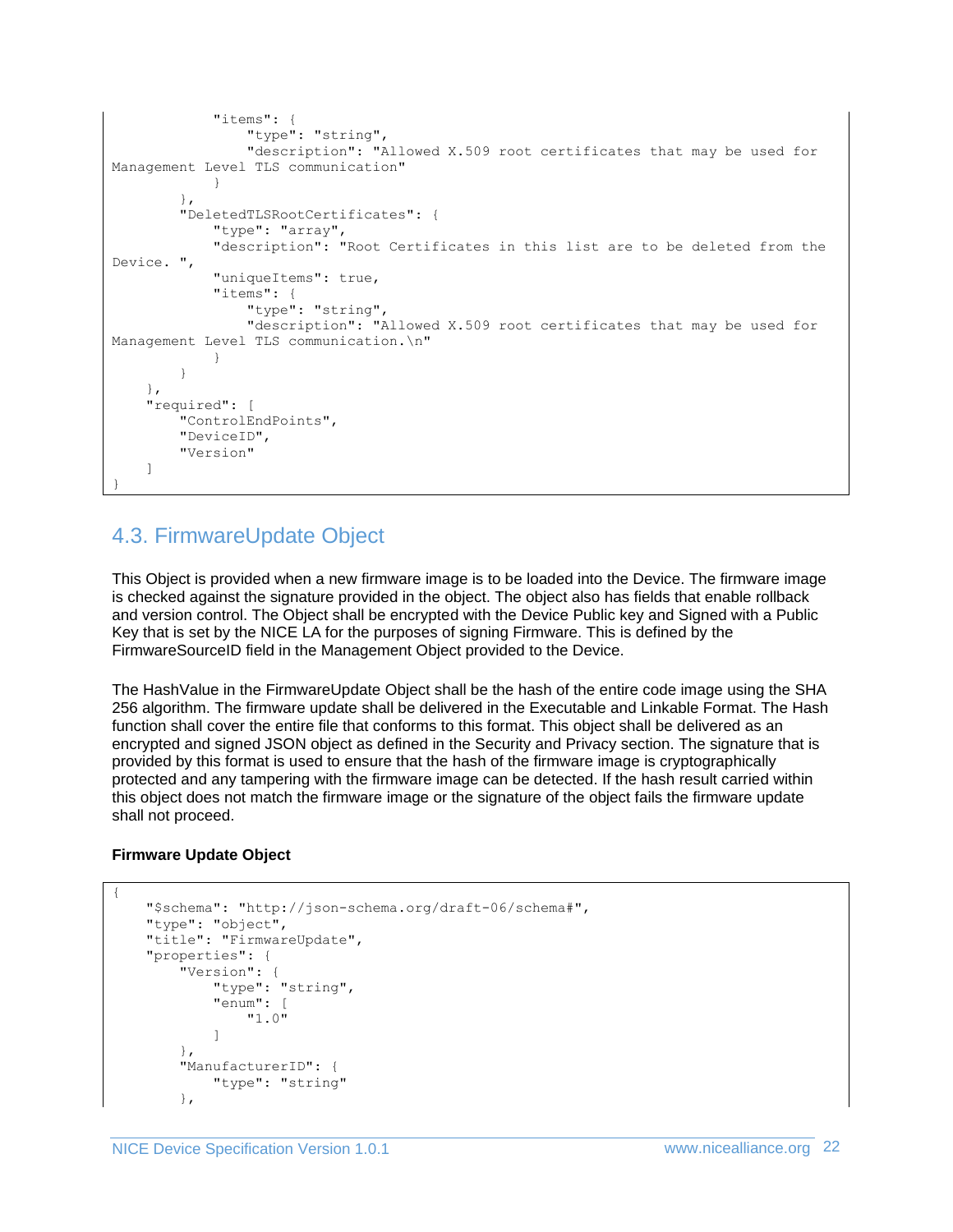```
            "items": {
                "type": "string",
                "description": "Allowed X.509 root certificates that may be used for
Management Level TLS communication"
            }
        },
        "DeletedTLSRootCertificates": {
            "type": "array",
            "description": "Root Certificates in this list are to be deleted from the
Device. ",
            "uniqueItems": true,
            "items": {
                "type": "string",
                "description": "Allowed X.509 root certificates that may be used for
Management Level TLS communication.\n"
            }
        }
    },
    "required": [
        "ControlEndPoints",
        "DeviceID",
        "Version"
    ]
}
```

## 4.3. FirmwareUpdate Object

This Object is provided when a new firmware image is to be loaded into the Device. The firmware image is checked against the signature provided in the object. The object also has fields that enable rollback and version control. The Object shall be encrypted with the Device Public key and Signed with a Public Key that is set by the NICE LA for the purposes of signing Firmware. This is defined by the FirmwareSourceID field in the Management Object provided to the Device.

The HashValue in the FirmwareUpdate Object shall be the hash of the entire code image using the SHA 256 algorithm. The firmware update shall be delivered in the Executable and Linkable Format. The Hash function shall cover the entire file that conforms to this format. This object shall be delivered as an encrypted and signed JSON object as defined in the Security and Privacy section. The signature that is provided by this format is used to ensure that the hash of the firmware image is cryptographically protected and any tampering with the firmware image can be detected. If the hash result carried within this object does not match the firmware image or the signature of the object fails the firmware update shall not proceed.

**Firmware Update Object**

```
{
    "$schema": "http://json-schema.org/draft-06/schema#",
    "type": "object",
    "title": "FirmwareUpdate",
    "properties": {
        "Version": {
            "type": "string",
            "enum": [
                "1.0"
            ]
        },
        "ManufacturerID": {
            "type": "string"
        },
```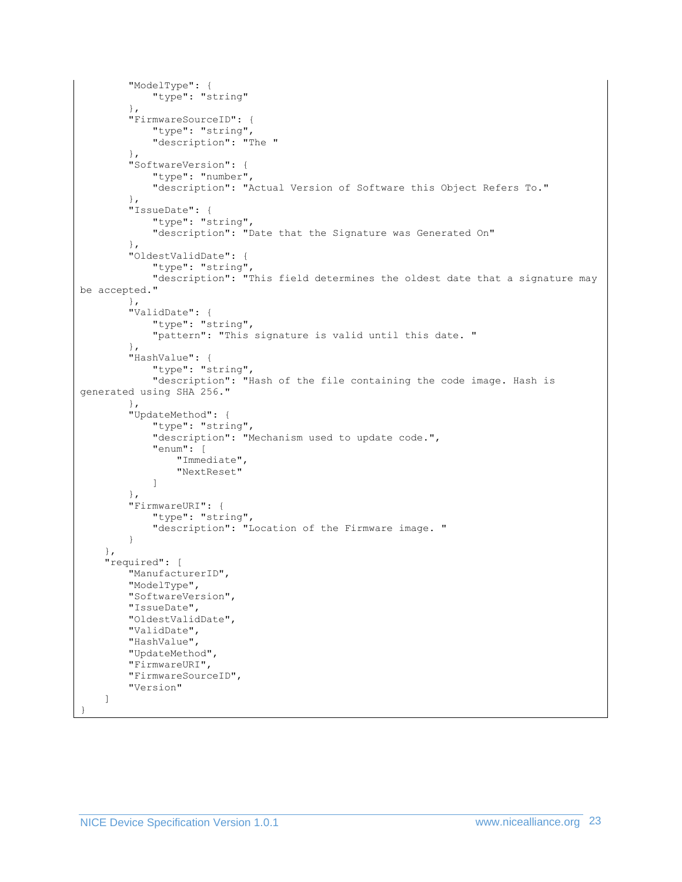```
        "ModelType": {
            "type": "string"
        },
        "FirmwareSourceID": {
            "type": "string",
            "description": "The "
        },
        "SoftwareVersion": {
            "type": "number",
            "description": "Actual Version of Software this Object Refers To."
        },
        "IssueDate": {
            "type": "string",
            "description": "Date that the Signature was Generated On"
        },
        "OldestValidDate": {
            "type": "string",
            "description": "This field determines the oldest date that a signature may
be accepted."
        },
        "ValidDate": {
            "type": "string",
            "pattern": "This signature is valid until this date. "
        },
        "HashValue": {
            "type": "string",
            "description": "Hash of the file containing the code image. Hash is
generated using SHA 256."
        },
        "UpdateMethod": {
            "type": "string",
            "description": "Mechanism used to update code.",
            "enum": [
                "Immediate",
                "NextReset"
            ]
        },
        "FirmwareURI": {
            "type": "string",
            "description": "Location of the Firmware image. "
        }
    },
    "required": [
        "ManufacturerID",
        "ModelType",
        "SoftwareVersion",
        "IssueDate",
        "OldestValidDate",
        "ValidDate",
        "HashValue",
        "UpdateMethod",
        "FirmwareURI",
        "FirmwareSourceID",
        "Version"
    ]
}
```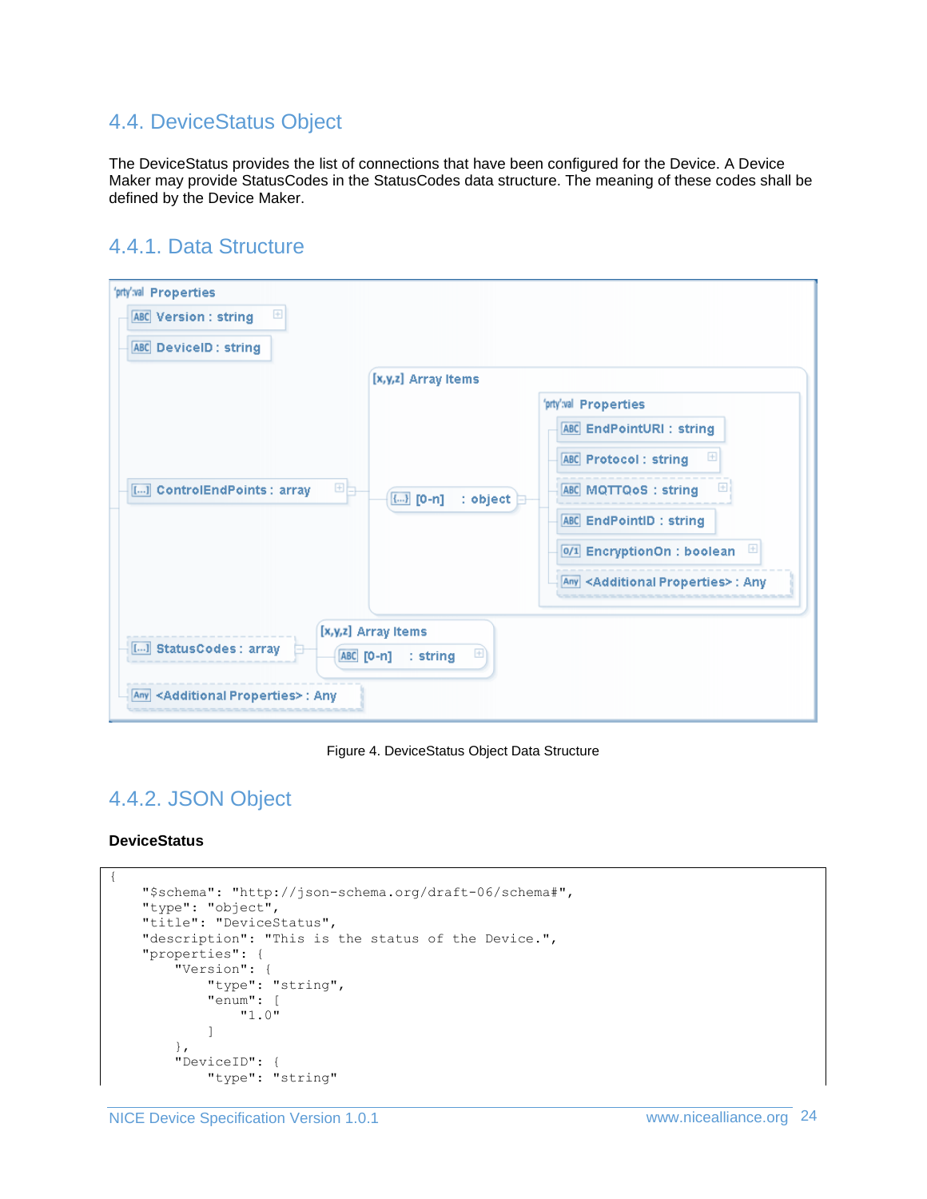## 4.4. DeviceStatus Object

The DeviceStatus provides the list of connections that have been configured for the Device. A Device Maker may provide StatusCodes in the StatusCodes data structure. The meaning of these codes shall be defined by the Device Maker.

### 4.4.1. Data Structure

Figure 4. DeviceStatus Object Data Structure

### 4.4.2. JSON Object

**DeviceStatus**

```
{
    "$schema": "http://json-schema.org/draft-06/schema#",
    "type": "object",
    "title": "DeviceStatus",
    "description": "This is the status of the Device.",
    "properties": {
        "Version": {
            "type": "string",
            "enum": [
                "1.0"
            ]
        },
        "DeviceID": {
            "type": "string"
```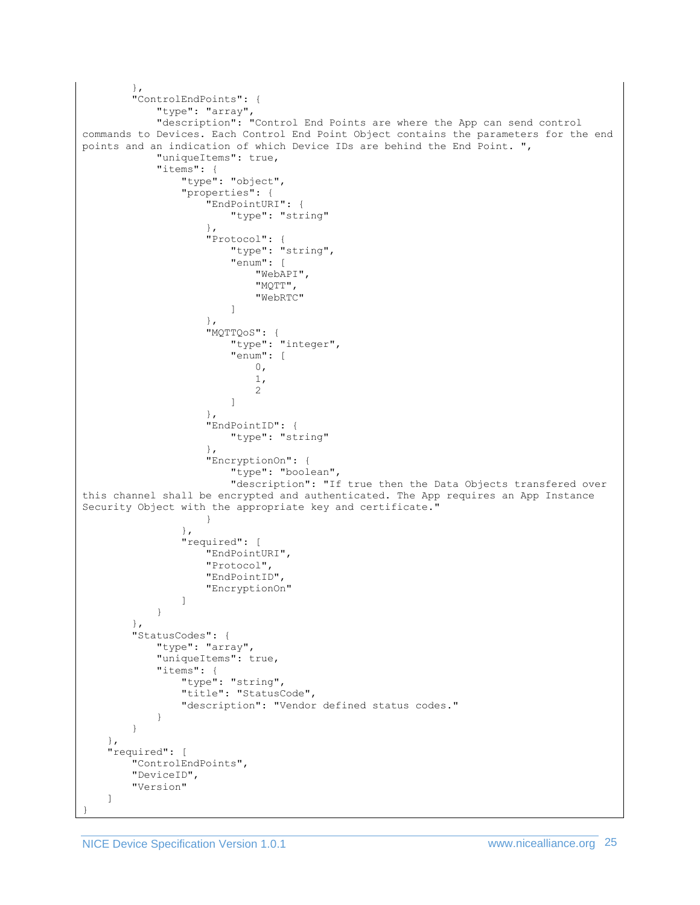```
        },
        "ControlEndPoints": {
            "type": "array",
            "description": "Control End Points are where the App can send control commands to Devices. Each Control End Point Object contains the parameters for the end points and an indication of which Device IDs are behind the End Point. ",
            "uniqueItems": true,
            "items": {
                "type": "object",
                "properties": {
                    "EndPointURI": {
                        "type": "string"
                    },
                    "Protocol": {
                        "type": "string",
                        "enum": [
                            "WebAPI",
                            "MQTT",
                            "WebRTC"
                        ]
                    },
                    "MQTTQoS": {
                        "type": "integer",
                        "enum": [
                            0,
                            1,
                            2
                        ]
                    },
                    "EndPointID": {
                        "type": "string"
                    },
                    "EncryptionOn": {
                        "type": "boolean",
                        "description": "If true then the Data Objects transfered over this channel shall be encrypted and authenticated. The App requires an App Instance Security Object with the appropriate key and certificate."
                    }
                },
                "required": [
                    "EndPointURI",
                    "Protocol",
                    "EndPointID",
                    "EncryptionOn"
                ]
            }
        },
        "StatusCodes": {
            "type": "array",
            "uniqueItems": true,
            "items": {
                "type": "string",
                "title": "StatusCode",
                "description": "Vendor defined status codes."
            }
        }
    },
    "required": [
        "ControlEndPoints",
        "DeviceID",
        "Version"
    ]
}
```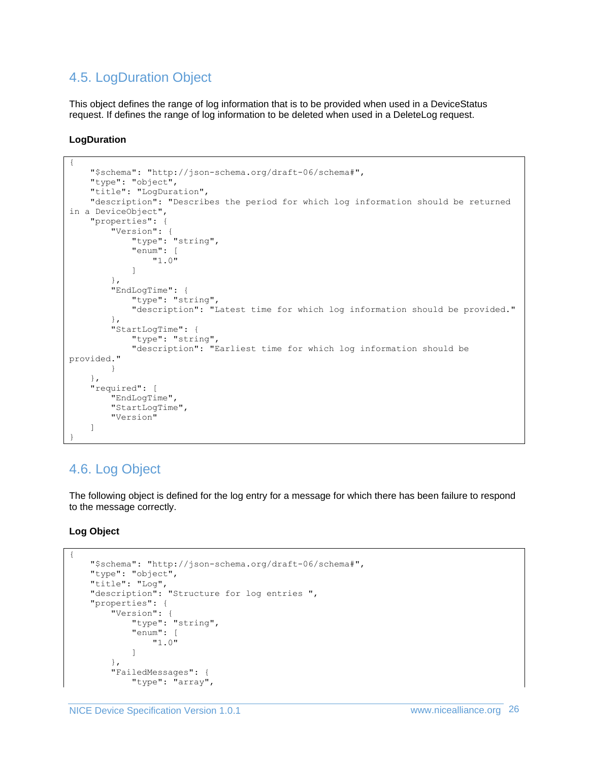## 4.5. LogDuration Object

This object defines the range of log information that is to be provided when used in a DeviceStatus request. If defines the range of log information to be deleted when used in a DeleteLog request.

**LogDuration**

```
{
    "$schema": "http://json-schema.org/draft-06/schema#",
    "type": "object",
    "title": "LogDuration",
    "description": "Describes the period for which log information should be returned
in a DeviceObject",
    "properties": {
        "Version": {
            "type": "string",
            "enum": [
                "1.0"
            ]
        },
        "EndLogTime": {
            "type": "string",
            "description": "Latest time for which log information should be provided."
        },
        "StartLogTime": {
            "type": "string",
            "description": "Earliest time for which log information should be
provided."
        }
    },
    "required": [
        "EndLogTime",
        "StartLogTime",
        "Version"
    ]
}
```

## 4.6. Log Object

The following object is defined for the log entry for a message for which there has been failure to respond to the message correctly.

**Log Object**

```
{
    "$schema": "http://json-schema.org/draft-06/schema#",
    "type": "object",
    "title": "Log",
    "description": "Structure for log entries ",
    "properties": {
        "Version": {
            "type": "string",
            "enum": [
                "1.0"
            ]
        },
        "FailedMessages": {
            "type": "array",
```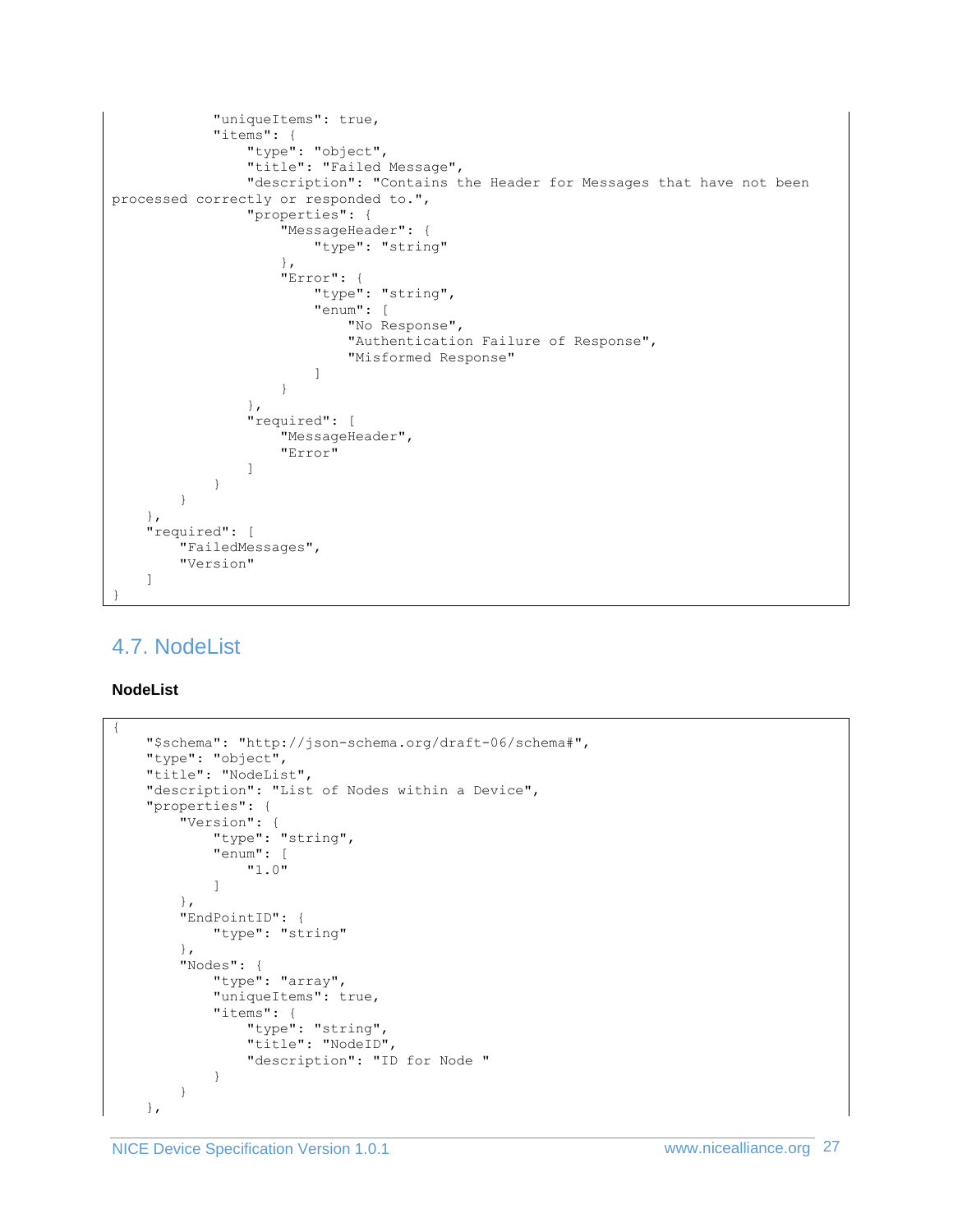```
            "uniqueItems": true,
            "items": {
                "type": "object",
                "title": "Failed Message",
                "description": "Contains the Header for Messages that have not been
processed correctly or responded to.",
                "properties": {
                    "MessageHeader": {
                        "type": "string"
                    },
                    "Error": {
                        "type": "string",
                        "enum": [
                            "No Response",
                            "Authentication Failure of Response",
                            "Misformed Response"
                        ]
                    }
                },
                "required": [
                    "MessageHeader",
                    "Error"
                ]
            }
        }
    },
    "required": [
        "FailedMessages",
        "Version"
    ]
}
```

## 4.7. NodeList

**NodeList**

```
{
    "$schema": "http://json-schema.org/draft-06/schema#",
    "type": "object",
    "title": "NodeList",
    "description": "List of Nodes within a Device",
    "properties": {
        "Version": {
            "type": "string",
            "enum": [
                "1.0"
            ]
        },
        "EndPointID": {
            "type": "string"
        },
        "Nodes": {
            "type": "array",
            "uniqueItems": true,
            "items": {
                "type": "string",
                "title": "NodeID",
                "description": "ID for Node "
            }
        }
    },
```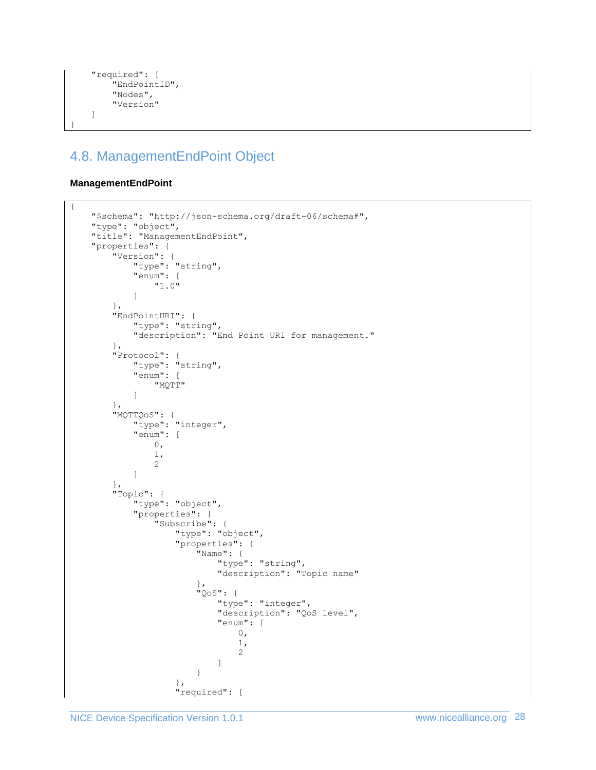```
    "required": [
        "EndPointID",
        "Nodes",
        "Version"
    ]
}
```

## 4.8. ManagementEndPoint Object

**ManagementEndPoint**

```
{
    "$schema": "http://json-schema.org/draft-06/schema#",
    "type": "object",
    "title": "ManagementEndPoint",
    "properties": {
        "Version": {
            "type": "string",
            "enum": [
                "1.0"
            ]
        },
        "EndPointURI": {
            "type": "string",
            "description": "End Point URI for management."
        },
        "Protocol": {
            "type": "string",
            "enum": [
                "MQTT"
            ]
        },
        "MQTTQoS": {
            "type": "integer",
            "enum": [
                0,
                1,
                2
            ]
        },
        "Topic": {
            "type": "object",
            "properties": {
                "Subscribe": {
                    "type": "object",
                    "properties": {
                        "Name": {
                            "type": "string",
                            "description": "Topic name"
                        },
                        "QoS": {
                            "type": "integer",
                            "description": "QoS level",
                            "enum": [
                                0,
                                1,
                                2
                            ]
                        }
                    },
                    "required": [
```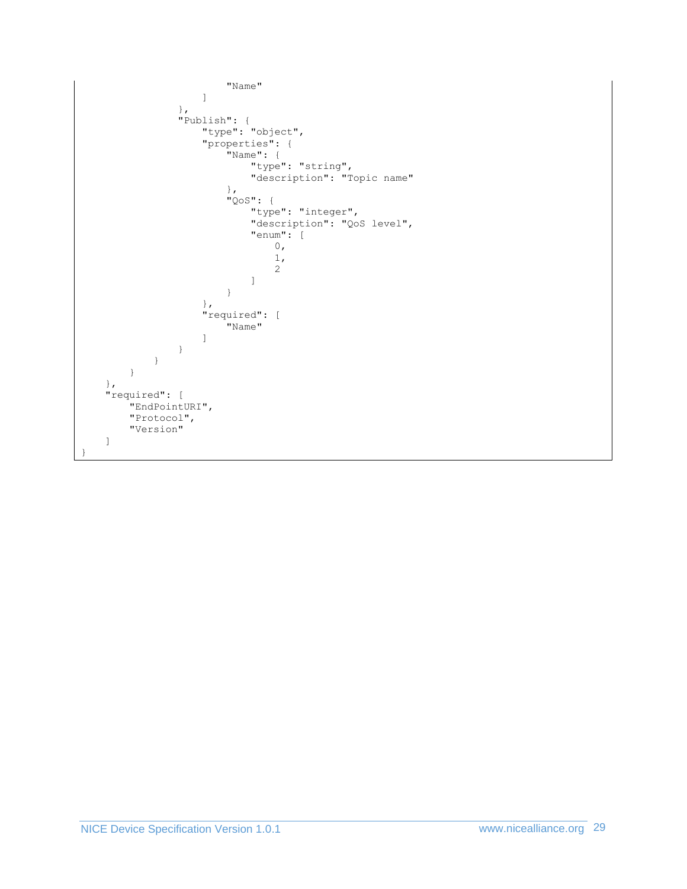```
                        "Name"
                    ]
                },
                "Publish": {
                    "type": "object",
                    "properties": {
                        "Name": {
                            "type": "string",
                            "description": "Topic name"
                        },
                        "QoS": {
                            "type": "integer",
                            "description": "QoS level",
                            "enum": [
                                0,
                                1,
                                2
                            ]
                        }
                    },
                    "required": [
                        "Name"
                    ]
                }
            }
        }
    },
    "required": [
        "EndPointURI",
        "Protocol",
        "Version"
    ]
}
```